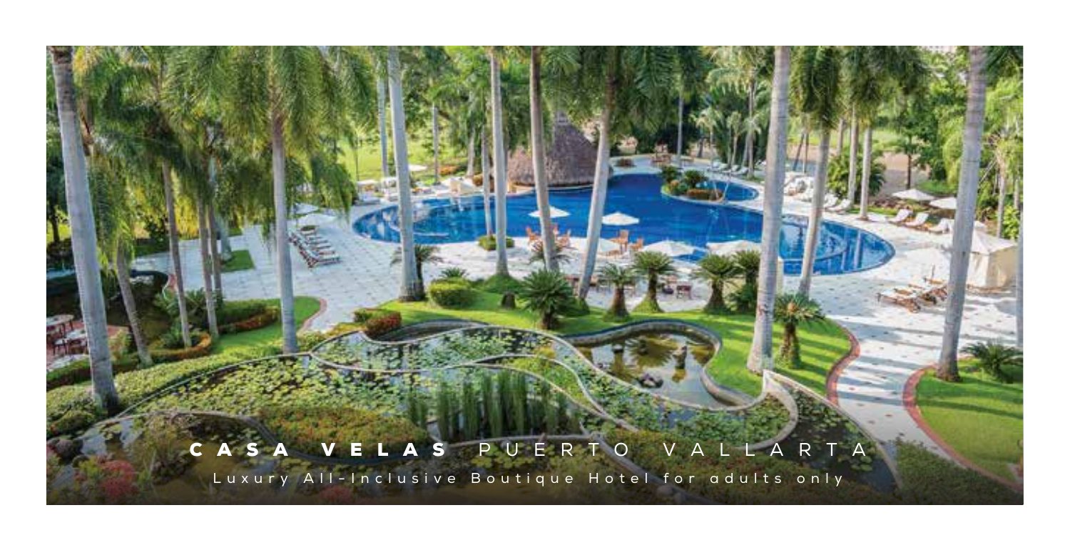# CASA VELAS PUERTO VALLARTA

Luxury All-Inclusive Boutique Hotel for adults only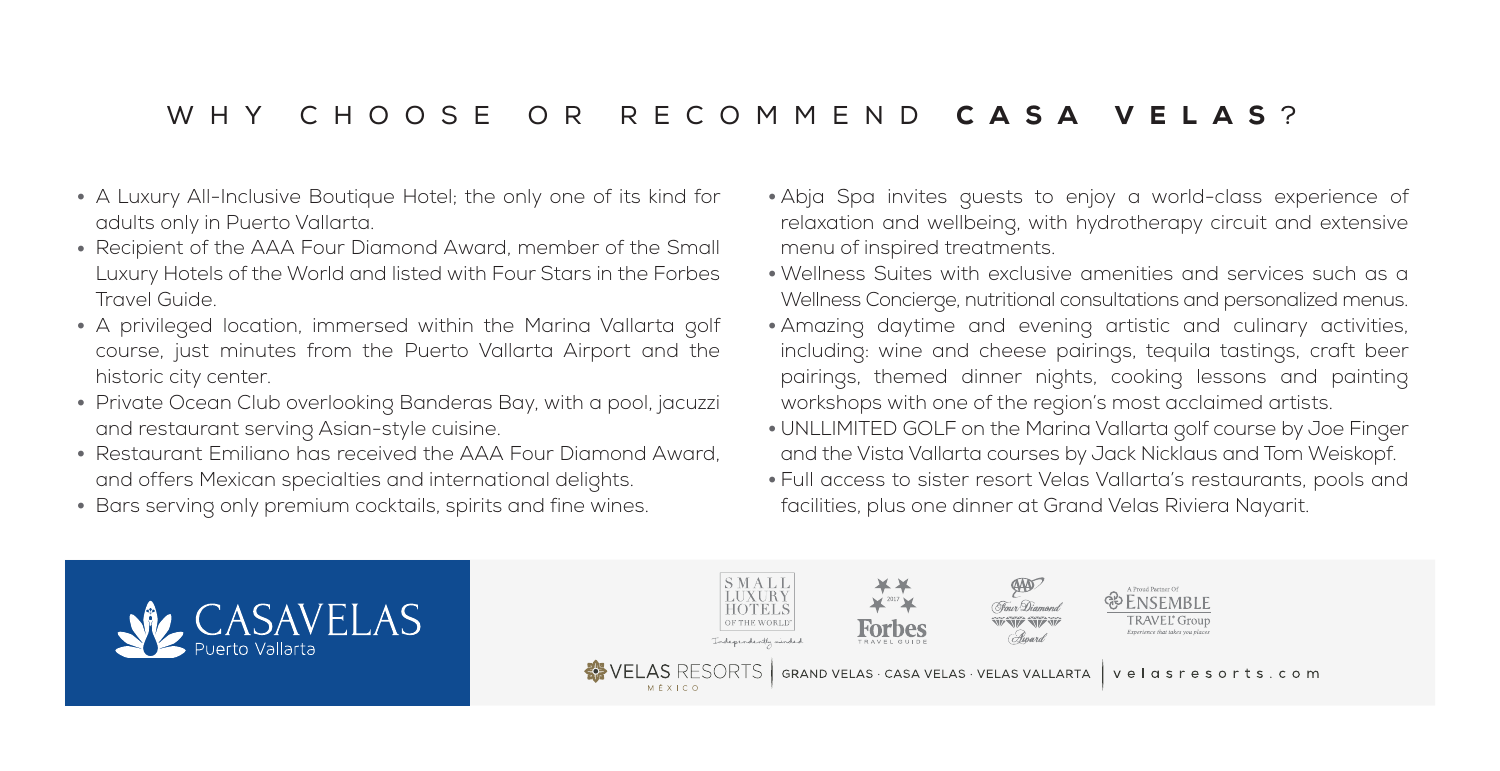# WHY CHOOSE OR RECOMMEND **CASA VELAS**?

- A Luxury All-Inclusive Boutique Hotel; the only one of its kind for adults only in Puerto Vallarta.
- Recipient of the AAA Four Diamond Award, member of the Small Luxury Hotels of the World and listed with Four Stars in the Forbes Travel Guide.
- A privileged location, immersed within the Marina Vallarta golf course, just minutes from the Puerto Vallarta Airport and the historic city center.
- Private Ocean Club overlooking Banderas Bay, with a pool, jacuzzi and restaurant serving Asian-style cuisine.
- Restaurant Emiliano has received the AAA Four Diamond Award, and offers Mexican specialties and international delights.
- Bars serving only premium cocktails, spirits and fine wines.
- Abja Spa invites guests to enjoy a world-class experience of relaxation and wellbeing, with hydrotherapy circuit and extensive menu of inspired treatments.
- Wellness Suites with exclusive amenities and services such as a Wellness Concierge, nutritional consultations and personalized menus.
- Amazing daytime and evening artistic and culinary activities, including: wine and cheese pairings, tequila tastings, craft beer pairings, themed dinner nights, cooking lessons and painting workshops with one of the region's most acclaimed artists.
- UNLLIMITED GOLF on the Marina Vallarta golf course by Joe Finger and the Vista Vallarta courses by Jack Nicklaus and Tom Weiskopf.
- Full access to sister resort Velas Vallarta's restaurants, pools and facilities, plus one dinner at Grand Velas Riviera Nayarit.

CASAVELAS Puerto Vallarta

SMALL LUXURY HOTELS OF THE WORLD Independently minded

Forbes 2017 TRAVEL GUIDE

AAA Four Diamond Award

A Proud Partner Of ENSEMBLE TRAVEL Group Experience that takes you places

VELAS RESORTS MÉXICO | GRAND VELAS · CASA VELAS · VELAS VALLARTA | velasresorts.com